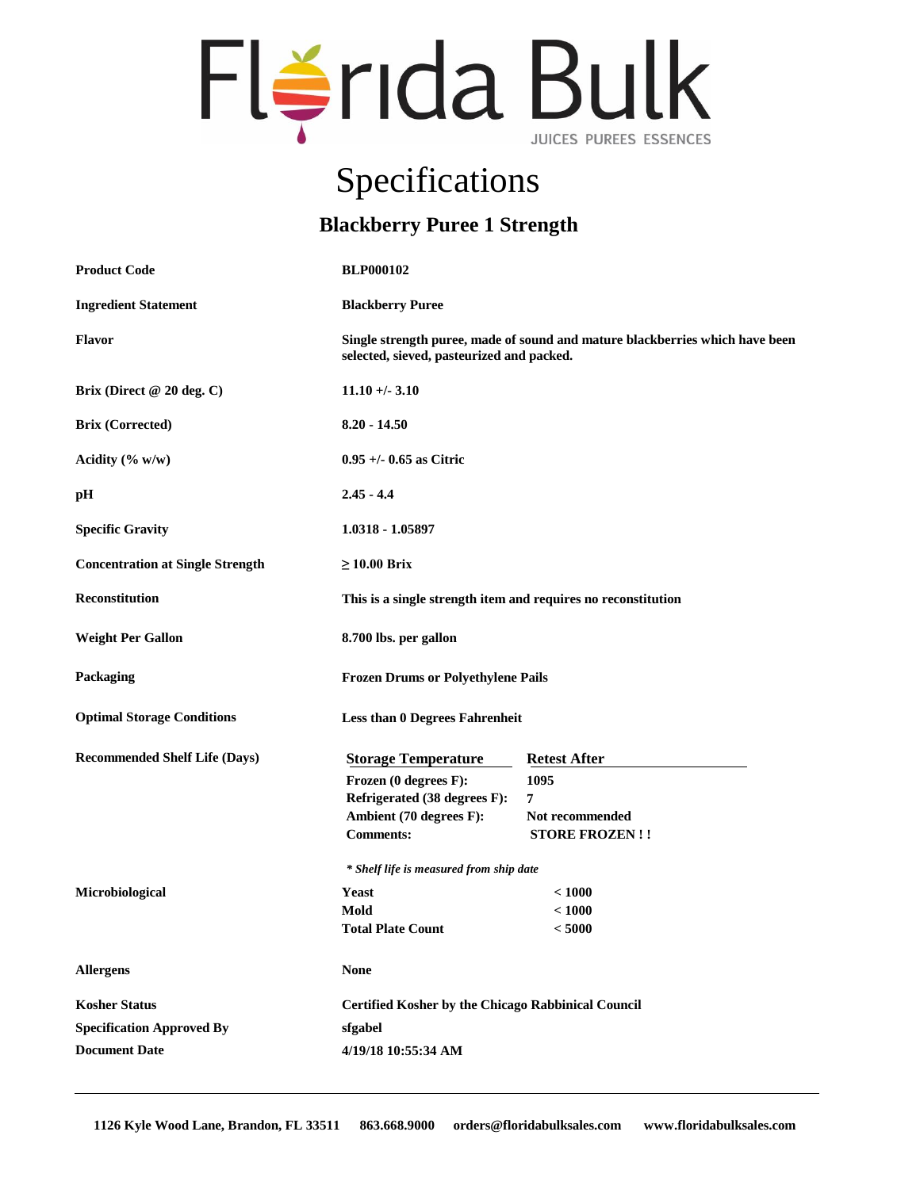# Florida Bulk

JUICES PUREES ESSENCES

# Specifications

## Blackberry Puree 1 Strength

| | |
|---|---|
| **Product Code** | **BLP000102** |
| **Ingredient Statement** | **Blackberry Puree** |
| **Flavor** | **Single strength puree, made of sound and mature blackberries which have been selected, sieved, pasteurized and packed.** |
| **Brix (Direct @ 20 deg. C)** | **11.10 +/- 3.10** |
| **Brix (Corrected)** | **8.20 - 14.50** |
| **Acidity (% w/w)** | **0.95 +/- 0.65 as Citric** |
| **pH** | **2.45 - 4.4** |
| **Specific Gravity** | **1.0318 - 1.05897** |
| **Concentration at Single Strength** | **≥ 10.00 Brix** |
| **Reconstitution** | **This is a single strength item and requires no reconstitution** |
| **Weight Per Gallon** | **8.700 lbs. per gallon** |
| **Packaging** | **Frozen Drums or Polyethylene Pails** |
| **Optimal Storage Conditions** | **Less than 0 Degrees Fahrenheit** |

**Recommended Shelf Life (Days)**

| Storage Temperature | Retest After |
|---|---|
| **Frozen (0 degrees F):** | **1095** |
| **Refrigerated (38 degrees F):** | **7** |
| **Ambient (70 degrees F):** | **Not recommended** |
| **Comments:** | **STORE FROZEN ! !** |

***\* Shelf life is measured from ship date***

**Microbiological**

| | |
|---|---|
| **Yeast** | **< 1000** |
| **Mold** | **< 1000** |
| **Total Plate Count** | **< 5000** |

| | |
|---|---|
| **Allergens** | **None** |
| **Kosher Status** | **Certified Kosher by the Chicago Rabbinical Council** |
| **Specification Approved By** | **sfgabel** |
| **Document Date** | **4/19/18 10:55:34 AM** |

---

**1126 Kyle Wood Lane, Brandon, FL 33511   863.668.9000   orders@floridabulksales.com   www.floridabulksales.com**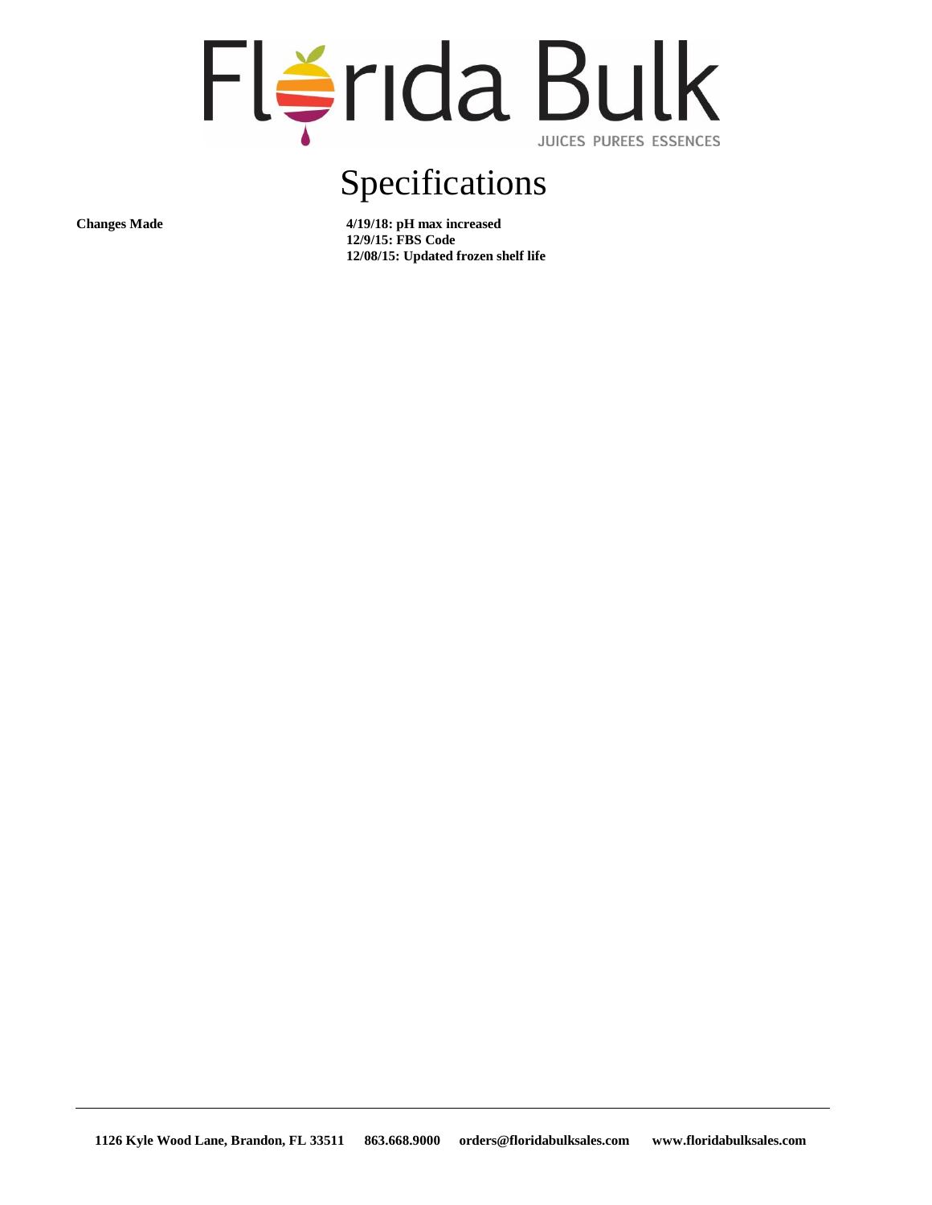# Specifications

| | |
|---|---|
| **Changes Made** | **4/19/18: pH max increased**<br>**12/9/15: FBS Code**<br>**12/08/15: Updated frozen shelf life** |